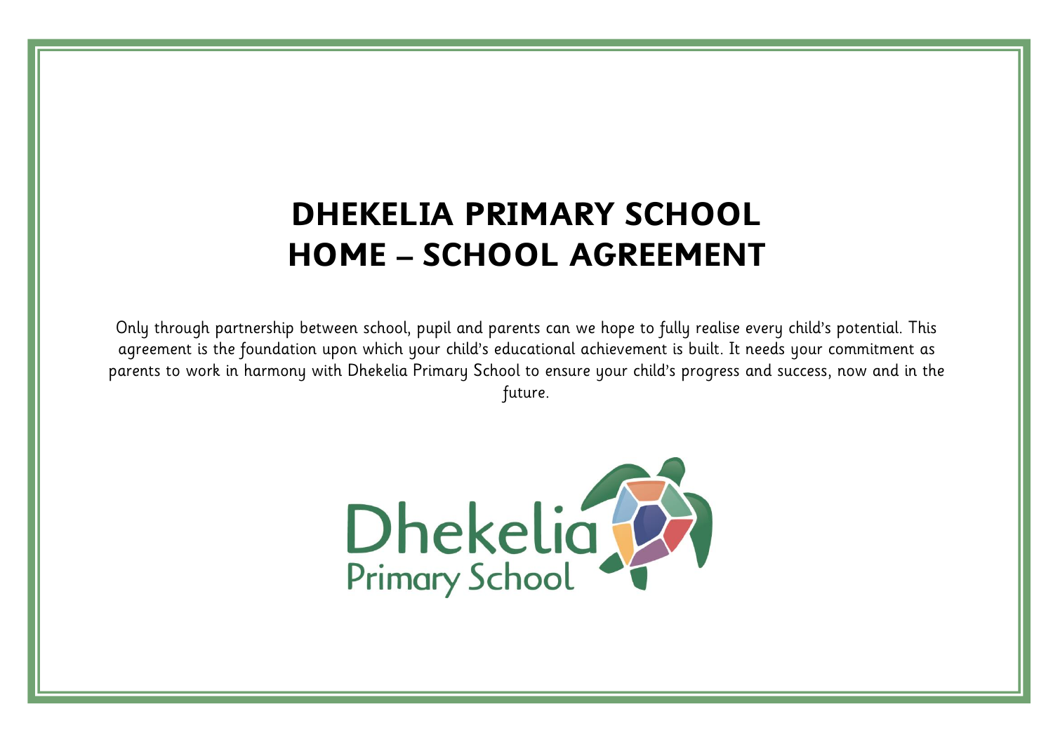# DHEKELIA PRIMARY SCHOOL
# HOME – SCHOOL AGREEMENT

Only through partnership between school, pupil and parents can we hope to fully realise every child's potential. This agreement is the foundation upon which your child's educational achievement is built. It needs your commitment as parents to work in harmony with Dhekelia Primary School to ensure your child's progress and success, now and in the future.

Dhekelia Primary School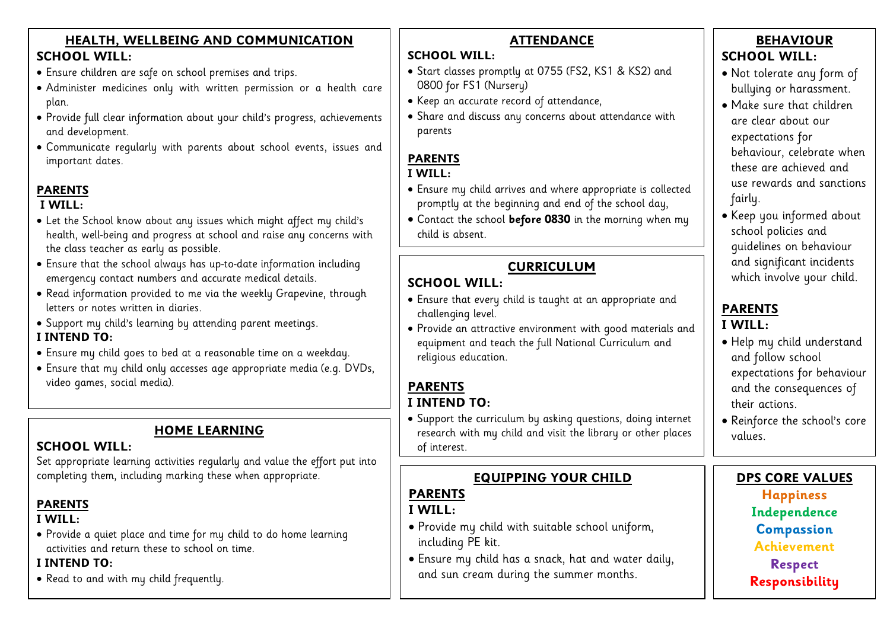## HEALTH, WELLBEING AND COMMUNICATION

**SCHOOL WILL:**

- Ensure children are safe on school premises and trips.
- Administer medicines only with written permission or a health care plan.
- Provide full clear information about your child's progress, achievements and development.
- Communicate regularly with parents about school events, issues and important dates.

**PARENTS**

**I WILL:**

- Let the School know about any issues which might affect my child's health, well-being and progress at school and raise any concerns with the class teacher as early as possible.
- Ensure that the school always has up-to-date information including emergency contact numbers and accurate medical details.
- Read information provided to me via the weekly Grapevine, through letters or notes written in diaries.
- Support my child's learning by attending parent meetings.

**I INTEND TO:**

- Ensure my child goes to bed at a reasonable time on a weekday.
- Ensure that my child only accesses age appropriate media (e.g. DVDs, video games, social media).

## HOME LEARNING

**SCHOOL WILL:**

Set appropriate learning activities regularly and value the effort put into completing them, including marking these when appropriate.

**PARENTS**

**I WILL:**

- Provide a quiet place and time for my child to do home learning activities and return these to school on time.

**I INTEND TO:**

- Read to and with my child frequently.

## ATTENDANCE

**SCHOOL WILL:**

- Start classes promptly at 0755 (FS2, KS1 & KS2) and 0800 for FS1 (Nursery)
- Keep an accurate record of attendance,
- Share and discuss any concerns about attendance with parents

**PARENTS**

**I WILL:**

- Ensure my child arrives and where appropriate is collected promptly at the beginning and end of the school day,
- Contact the school **before 0830** in the morning when my child is absent.

## CURRICULUM

**SCHOOL WILL:**

- Ensure that every child is taught at an appropriate and challenging level.
- Provide an attractive environment with good materials and equipment and teach the full National Curriculum and religious education.

**PARENTS**

**I INTEND TO:**

- Support the curriculum by asking questions, doing internet research with my child and visit the library or other places of interest.

## EQUIPPING YOUR CHILD

**PARENTS**

**I WILL:**

- Provide my child with suitable school uniform, including PE kit.
- Ensure my child has a snack, hat and water daily, and sun cream during the summer months.

## BEHAVIOUR

**SCHOOL WILL:**

- Not tolerate any form of bullying or harassment.
- Make sure that children are clear about our expectations for behaviour, celebrate when these are achieved and use rewards and sanctions fairly.
- Keep you informed about school policies and guidelines on behaviour and significant incidents which involve your child.

**PARENTS**

**I WILL:**

- Help my child understand and follow school expectations for behaviour and the consequences of their actions.
- Reinforce the school's core values.

## DPS CORE VALUES

**Happiness**

**Independence**

**Compassion**

**Achievement**

**Respect**

**Responsibility**